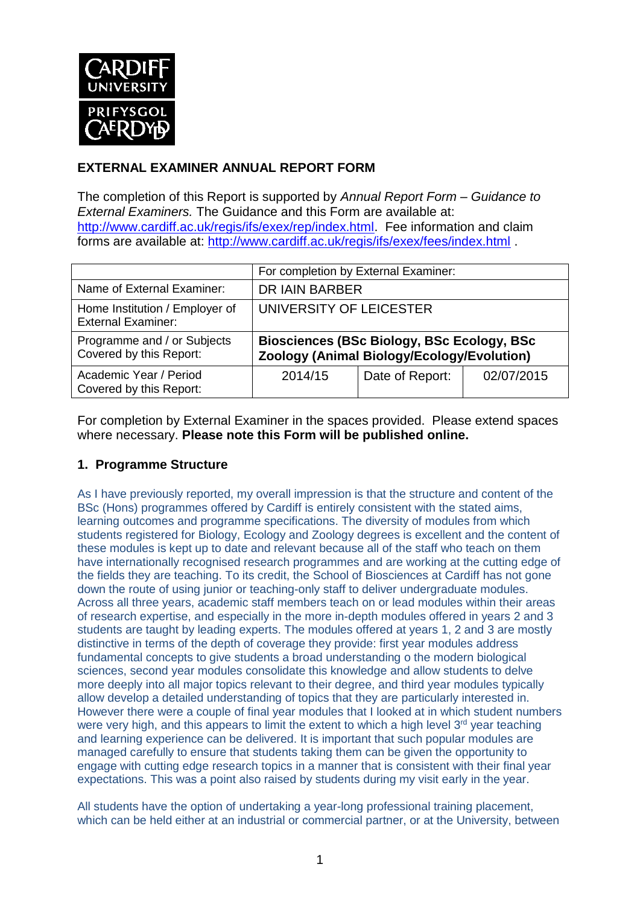## EXTERNAL EXAMINER ANNUAL REPORT FORM

The completion of this Report is supported by *Annual Report Form – Guidance to External Examiners.* The Guidance and this Form are available at: http://www.cardiff.ac.uk/regis/ifs/exex/rep/index.html. Fee information and claim forms are available at: http://www.cardiff.ac.uk/regis/ifs/exex/fees/index.html .

| | For completion by External Examiner: | | |
|---|---|---|---|
| Name of External Examiner: | DR IAIN BARBER | | |
| Home Institution / Employer of External Examiner: | UNIVERSITY OF LEICESTER | | |
| Programme and / or Subjects Covered by this Report: | **Biosciences (BSc Biology, BSc Ecology, BSc Zoology (Animal Biology/Ecology/Evolution)** | | |
| Academic Year / Period Covered by this Report: | 2014/15 | Date of Report: | 02/07/2015 |

For completion by External Examiner in the spaces provided. Please extend spaces where necessary. **Please note this Form will be published online.**

### 1. Programme Structure

As I have previously reported, my overall impression is that the structure and content of the BSc (Hons) programmes offered by Cardiff is entirely consistent with the stated aims, learning outcomes and programme specifications. The diversity of modules from which students registered for Biology, Ecology and Zoology degrees is excellent and the content of these modules is kept up to date and relevant because all of the staff who teach on them have internationally recognised research programmes and are working at the cutting edge of the fields they are teaching. To its credit, the School of Biosciences at Cardiff has not gone down the route of using junior or teaching-only staff to deliver undergraduate modules. Across all three years, academic staff members teach on or lead modules within their areas of research expertise, and especially in the more in-depth modules offered in years 2 and 3 students are taught by leading experts. The modules offered at years 1, 2 and 3 are mostly distinctive in terms of the depth of coverage they provide: first year modules address fundamental concepts to give students a broad understanding o the modern biological sciences, second year modules consolidate this knowledge and allow students to delve more deeply into all major topics relevant to their degree, and third year modules typically allow develop a detailed understanding of topics that they are particularly interested in. However there were a couple of final year modules that I looked at in which student numbers were very high, and this appears to limit the extent to which a high level 3rd year teaching and learning experience can be delivered. It is important that such popular modules are managed carefully to ensure that students taking them can be given the opportunity to engage with cutting edge research topics in a manner that is consistent with their final year expectations. This was a point also raised by students during my visit early in the year.

All students have the option of undertaking a year-long professional training placement, which can be held either at an industrial or commercial partner, or at the University, between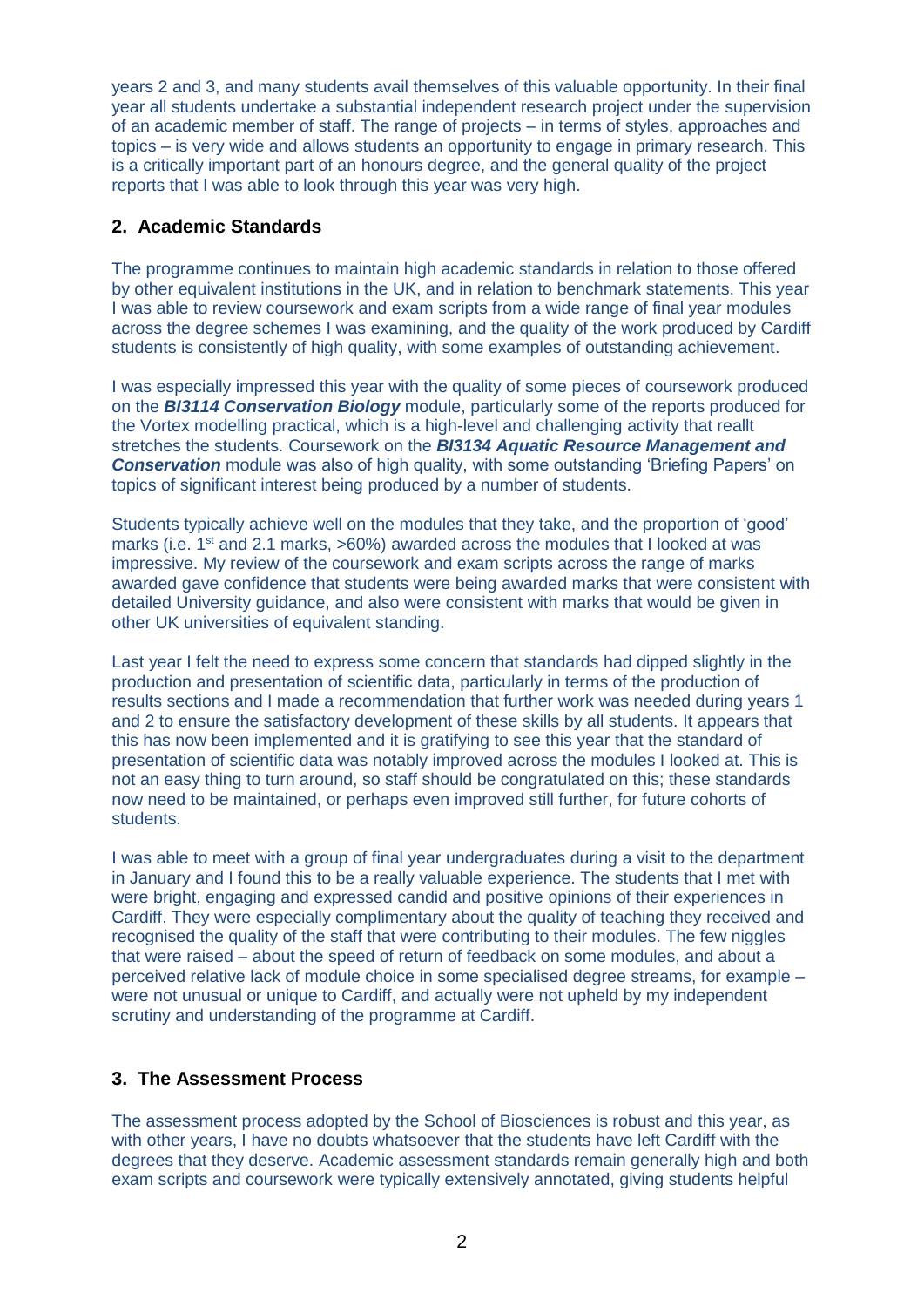years 2 and 3, and many students avail themselves of this valuable opportunity. In their final year all students undertake a substantial independent research project under the supervision of an academic member of staff. The range of projects – in terms of styles, approaches and topics – is very wide and allows students an opportunity to engage in primary research. This is a critically important part of an honours degree, and the general quality of the project reports that I was able to look through this year was very high.

## 2. Academic Standards

The programme continues to maintain high academic standards in relation to those offered by other equivalent institutions in the UK, and in relation to benchmark statements. This year I was able to review coursework and exam scripts from a wide range of final year modules across the degree schemes I was examining, and the quality of the work produced by Cardiff students is consistently of high quality, with some examples of outstanding achievement.

I was especially impressed this year with the quality of some pieces of coursework produced on the ***BI3114 Conservation Biology*** module, particularly some of the reports produced for the Vortex modelling practical, which is a high-level and challenging activity that reallt stretches the students. Coursework on the ***BI3134 Aquatic Resource Management and Conservation*** module was also of high quality, with some outstanding 'Briefing Papers' on topics of significant interest being produced by a number of students.

Students typically achieve well on the modules that they take, and the proportion of 'good' marks (i.e. 1st and 2.1 marks, >60%) awarded across the modules that I looked at was impressive. My review of the coursework and exam scripts across the range of marks awarded gave confidence that students were being awarded marks that were consistent with detailed University guidance, and also were consistent with marks that would be given in other UK universities of equivalent standing.

Last year I felt the need to express some concern that standards had dipped slightly in the production and presentation of scientific data, particularly in terms of the production of results sections and I made a recommendation that further work was needed during years 1 and 2 to ensure the satisfactory development of these skills by all students. It appears that this has now been implemented and it is gratifying to see this year that the standard of presentation of scientific data was notably improved across the modules I looked at. This is not an easy thing to turn around, so staff should be congratulated on this; these standards now need to be maintained, or perhaps even improved still further, for future cohorts of students.

I was able to meet with a group of final year undergraduates during a visit to the department in January and I found this to be a really valuable experience. The students that I met with were bright, engaging and expressed candid and positive opinions of their experiences in Cardiff. They were especially complimentary about the quality of teaching they received and recognised the quality of the staff that were contributing to their modules. The few niggles that were raised – about the speed of return of feedback on some modules, and about a perceived relative lack of module choice in some specialised degree streams, for example – were not unusual or unique to Cardiff, and actually were not upheld by my independent scrutiny and understanding of the programme at Cardiff.

## 3. The Assessment Process

The assessment process adopted by the School of Biosciences is robust and this year, as with other years, I have no doubts whatsoever that the students have left Cardiff with the degrees that they deserve. Academic assessment standards remain generally high and both exam scripts and coursework were typically extensively annotated, giving students helpful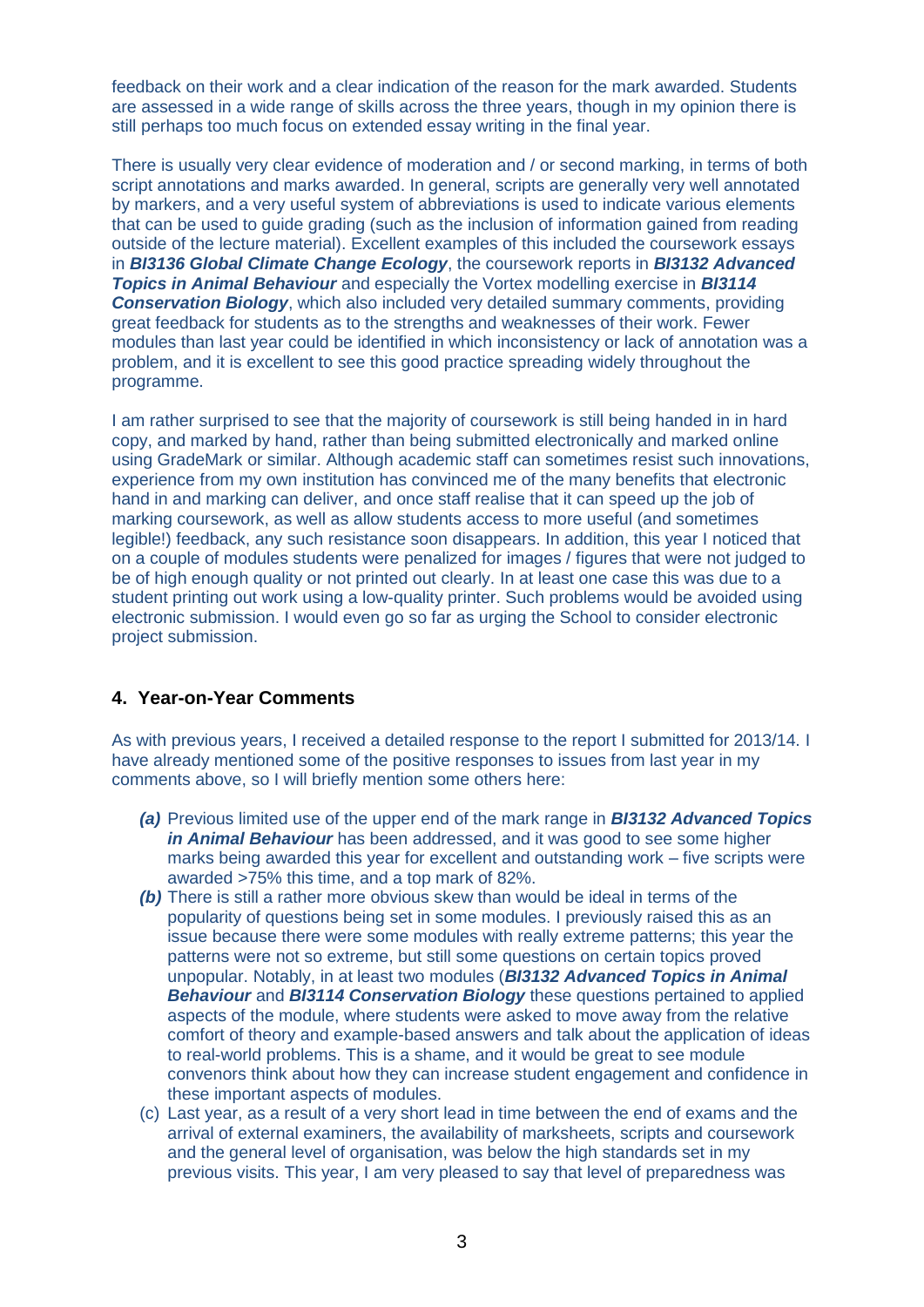feedback on their work and a clear indication of the reason for the mark awarded. Students are assessed in a wide range of skills across the three years, though in my opinion there is still perhaps too much focus on extended essay writing in the final year.

There is usually very clear evidence of moderation and / or second marking, in terms of both script annotations and marks awarded. In general, scripts are generally very well annotated by markers, and a very useful system of abbreviations is used to indicate various elements that can be used to guide grading (such as the inclusion of information gained from reading outside of the lecture material). Excellent examples of this included the coursework essays in ***BI3136 Global Climate Change Ecology***, the coursework reports in ***BI3132 Advanced Topics in Animal Behaviour*** and especially the Vortex modelling exercise in ***BI3114 Conservation Biology***, which also included very detailed summary comments, providing great feedback for students as to the strengths and weaknesses of their work. Fewer modules than last year could be identified in which inconsistency or lack of annotation was a problem, and it is excellent to see this good practice spreading widely throughout the programme.

I am rather surprised to see that the majority of coursework is still being handed in in hard copy, and marked by hand, rather than being submitted electronically and marked online using GradeMark or similar. Although academic staff can sometimes resist such innovations, experience from my own institution has convinced me of the many benefits that electronic hand in and marking can deliver, and once staff realise that it can speed up the job of marking coursework, as well as allow students access to more useful (and sometimes legible!) feedback, any such resistance soon disappears. In addition, this year I noticed that on a couple of modules students were penalized for images / figures that were not judged to be of high enough quality or not printed out clearly. In at least one case this was due to a student printing out work using a low-quality printer. Such problems would be avoided using electronic submission. I would even go so far as urging the School to consider electronic project submission.

## 4. Year-on-Year Comments

As with previous years, I received a detailed response to the report I submitted for 2013/14. I have already mentioned some of the positive responses to issues from last year in my comments above, so I will briefly mention some others here:

***(a)*** Previous limited use of the upper end of the mark range in ***BI3132 Advanced Topics in Animal Behaviour*** has been addressed, and it was good to see some higher marks being awarded this year for excellent and outstanding work – five scripts were awarded >75% this time, and a top mark of 82%.

***(b)*** There is still a rather more obvious skew than would be ideal in terms of the popularity of questions being set in some modules. I previously raised this as an issue because there were some modules with really extreme patterns; this year the patterns were not so extreme, but still some questions on certain topics proved unpopular. Notably, in at least two modules (***BI3132 Advanced Topics in Animal Behaviour*** and ***BI3114 Conservation Biology*** these questions pertained to applied aspects of the module, where students were asked to move away from the relative comfort of theory and example-based answers and talk about the application of ideas to real-world problems. This is a shame, and it would be great to see module convenors think about how they can increase student engagement and confidence in these important aspects of modules.

(c) Last year, as a result of a very short lead in time between the end of exams and the arrival of external examiners, the availability of marksheets, scripts and coursework and the general level of organisation, was below the high standards set in my previous visits. This year, I am very pleased to say that level of preparedness was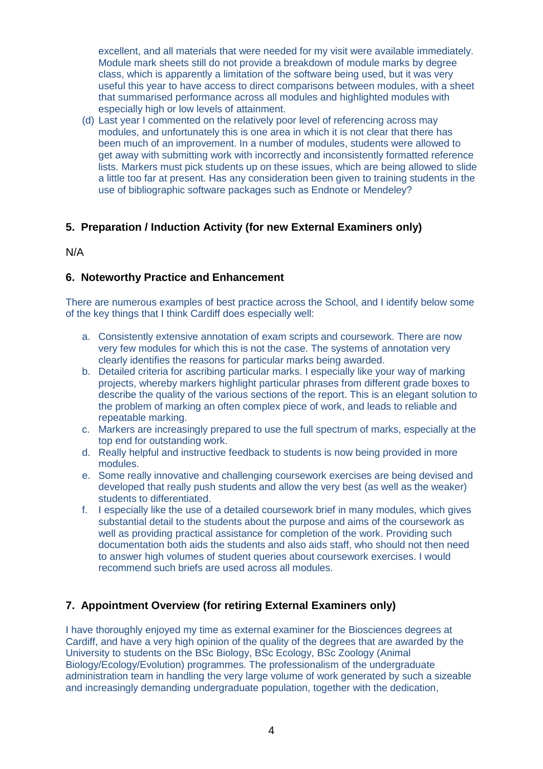excellent, and all materials that were needed for my visit were available immediately. Module mark sheets still do not provide a breakdown of module marks by degree class, which is apparently a limitation of the software being used, but it was very useful this year to have access to direct comparisons between modules, with a sheet that summarised performance across all modules and highlighted modules with especially high or low levels of attainment.

(d) Last year I commented on the relatively poor level of referencing across may modules, and unfortunately this is one area in which it is not clear that there has been much of an improvement. In a number of modules, students were allowed to get away with submitting work with incorrectly and inconsistently formatted reference lists. Markers must pick students up on these issues, which are being allowed to slide a little too far at present. Has any consideration been given to training students in the use of bibliographic software packages such as Endnote or Mendeley?

## 5. Preparation / Induction Activity (for new External Examiners only)

N/A

## 6. Noteworthy Practice and Enhancement

There are numerous examples of best practice across the School, and I identify below some of the key things that I think Cardiff does especially well:

a. Consistently extensive annotation of exam scripts and coursework. There are now very few modules for which this is not the case. The systems of annotation very clearly identifies the reasons for particular marks being awarded.
b. Detailed criteria for ascribing particular marks. I especially like your way of marking projects, whereby markers highlight particular phrases from different grade boxes to describe the quality of the various sections of the report. This is an elegant solution to the problem of marking an often complex piece of work, and leads to reliable and repeatable marking.
c. Markers are increasingly prepared to use the full spectrum of marks, especially at the top end for outstanding work.
d. Really helpful and instructive feedback to students is now being provided in more modules.
e. Some really innovative and challenging coursework exercises are being devised and developed that really push students and allow the very best (as well as the weaker) students to differentiated.
f. I especially like the use of a detailed coursework brief in many modules, which gives substantial detail to the students about the purpose and aims of the coursework as well as providing practical assistance for completion of the work. Providing such documentation both aids the students and also aids staff, who should not then need to answer high volumes of student queries about coursework exercises. I would recommend such briefs are used across all modules.

## 7. Appointment Overview (for retiring External Examiners only)

I have thoroughly enjoyed my time as external examiner for the Biosciences degrees at Cardiff, and have a very high opinion of the quality of the degrees that are awarded by the University to students on the BSc Biology, BSc Ecology, BSc Zoology (Animal Biology/Ecology/Evolution) programmes. The professionalism of the undergraduate administration team in handling the very large volume of work generated by such a sizeable and increasingly demanding undergraduate population, together with the dedication,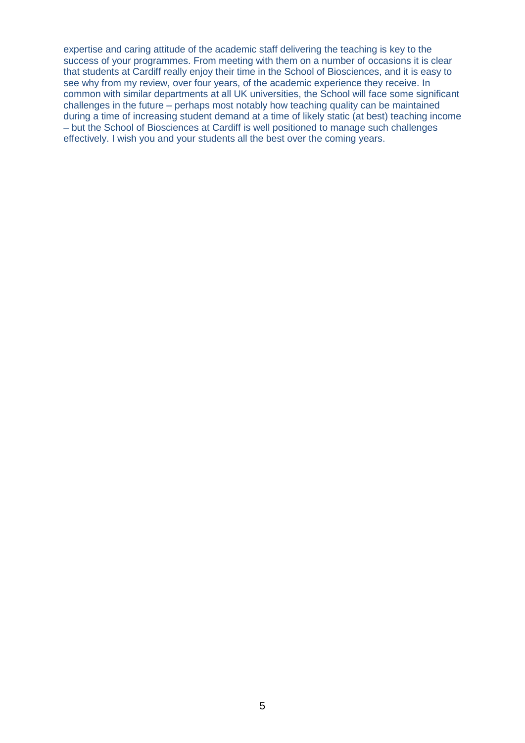expertise and caring attitude of the academic staff delivering the teaching is key to the success of your programmes. From meeting with them on a number of occasions it is clear that students at Cardiff really enjoy their time in the School of Biosciences, and it is easy to see why from my review, over four years, of the academic experience they receive. In common with similar departments at all UK universities, the School will face some significant challenges in the future – perhaps most notably how teaching quality can be maintained during a time of increasing student demand at a time of likely static (at best) teaching income – but the School of Biosciences at Cardiff is well positioned to manage such challenges effectively. I wish you and your students all the best over the coming years.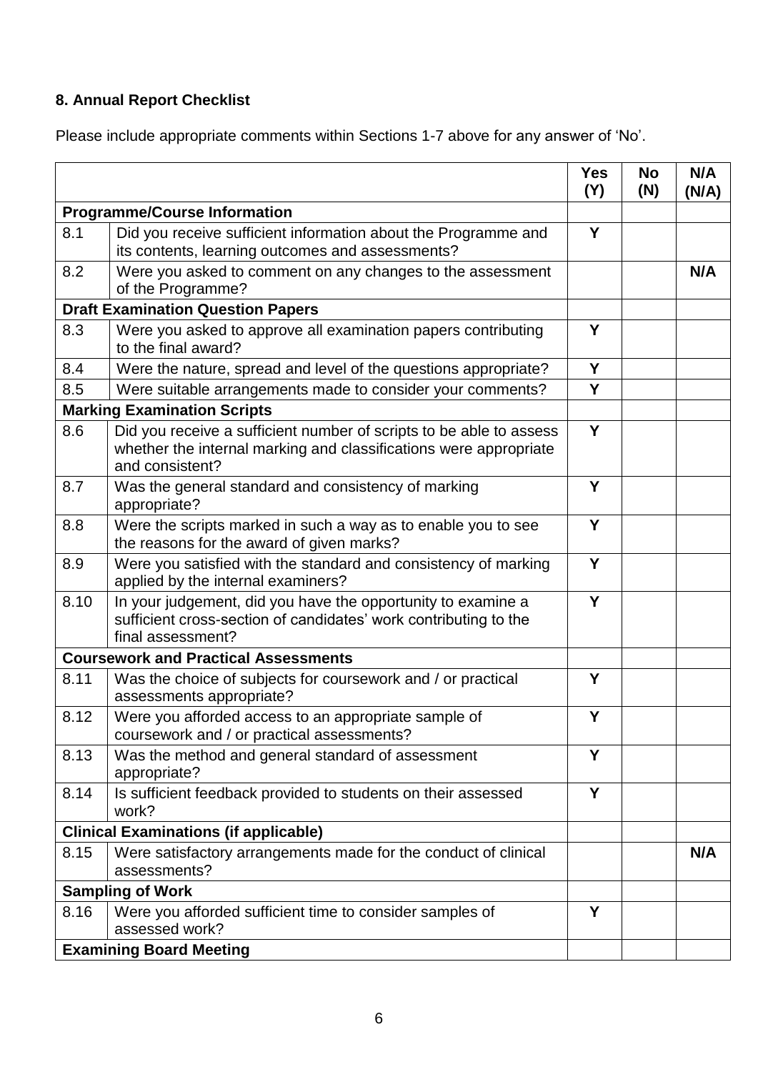### 8. Annual Report Checklist

Please include appropriate comments within Sections 1-7 above for any answer of 'No'.

| | | Yes (Y) | No (N) | N/A (N/A) |
|---|---|---|---|---|
| **Programme/Course Information** | | | | |
| 8.1 | Did you receive sufficient information about the Programme and its contents, learning outcomes and assessments? | **Y** | | |
| 8.2 | Were you asked to comment on any changes to the assessment of the Programme? | | | **N/A** |
| **Draft Examination Question Papers** | | | | |
| 8.3 | Were you asked to approve all examination papers contributing to the final award? | **Y** | | |
| 8.4 | Were the nature, spread and level of the questions appropriate? | **Y** | | |
| 8.5 | Were suitable arrangements made to consider your comments? | **Y** | | |
| **Marking Examination Scripts** | | | | |
| 8.6 | Did you receive a sufficient number of scripts to be able to assess whether the internal marking and classifications were appropriate and consistent? | **Y** | | |
| 8.7 | Was the general standard and consistency of marking appropriate? | **Y** | | |
| 8.8 | Were the scripts marked in such a way as to enable you to see the reasons for the award of given marks? | **Y** | | |
| 8.9 | Were you satisfied with the standard and consistency of marking applied by the internal examiners? | **Y** | | |
| 8.10 | In your judgement, did you have the opportunity to examine a sufficient cross-section of candidates' work contributing to the final assessment? | **Y** | | |
| **Coursework and Practical Assessments** | | | | |
| 8.11 | Was the choice of subjects for coursework and / or practical assessments appropriate? | **Y** | | |
| 8.12 | Were you afforded access to an appropriate sample of coursework and / or practical assessments? | **Y** | | |
| 8.13 | Was the method and general standard of assessment appropriate? | **Y** | | |
| 8.14 | Is sufficient feedback provided to students on their assessed work? | **Y** | | |
| **Clinical Examinations (if applicable)** | | | | |
| 8.15 | Were satisfactory arrangements made for the conduct of clinical assessments? | | | **N/A** |
| **Sampling of Work** | | | | |
| 8.16 | Were you afforded sufficient time to consider samples of assessed work? | **Y** | | |
| **Examining Board Meeting** | | | | |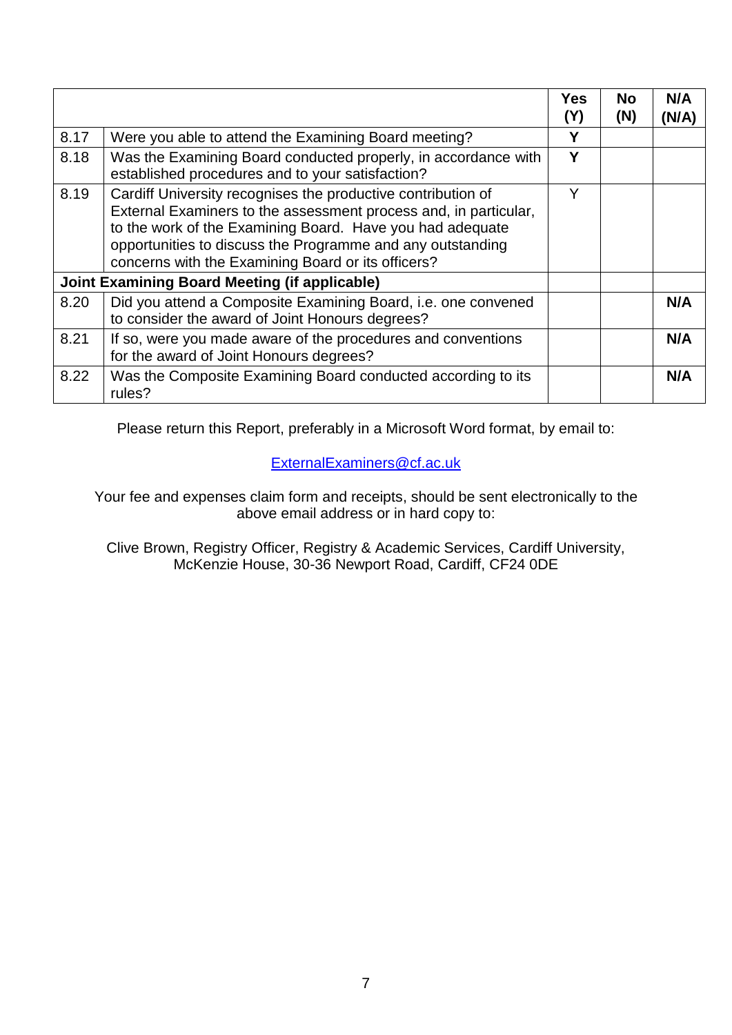| | | Yes (Y) | No (N) | N/A (N/A) |
|---|---|---|---|---|
| 8.17 | Were you able to attend the Examining Board meeting? | **Y** | | |
| 8.18 | Was the Examining Board conducted properly, in accordance with established procedures and to your satisfaction? | **Y** | | |
| 8.19 | Cardiff University recognises the productive contribution of External Examiners to the assessment process and, in particular, to the work of the Examining Board. Have you had adequate opportunities to discuss the Programme and any outstanding concerns with the Examining Board or its officers? | Y | | |
| **Joint Examining Board Meeting (if applicable)** | | | | |
| 8.20 | Did you attend a Composite Examining Board, i.e. one convened to consider the award of Joint Honours degrees? | | | **N/A** |
| 8.21 | If so, were you made aware of the procedures and conventions for the award of Joint Honours degrees? | | | **N/A** |
| 8.22 | Was the Composite Examining Board conducted according to its rules? | | | **N/A** |

Please return this Report, preferably in a Microsoft Word format, by email to:

ExternalExaminers@cf.ac.uk

Your fee and expenses claim form and receipts, should be sent electronically to the above email address or in hard copy to:

Clive Brown, Registry Officer, Registry & Academic Services, Cardiff University, McKenzie House, 30-36 Newport Road, Cardiff, CF24 0DE